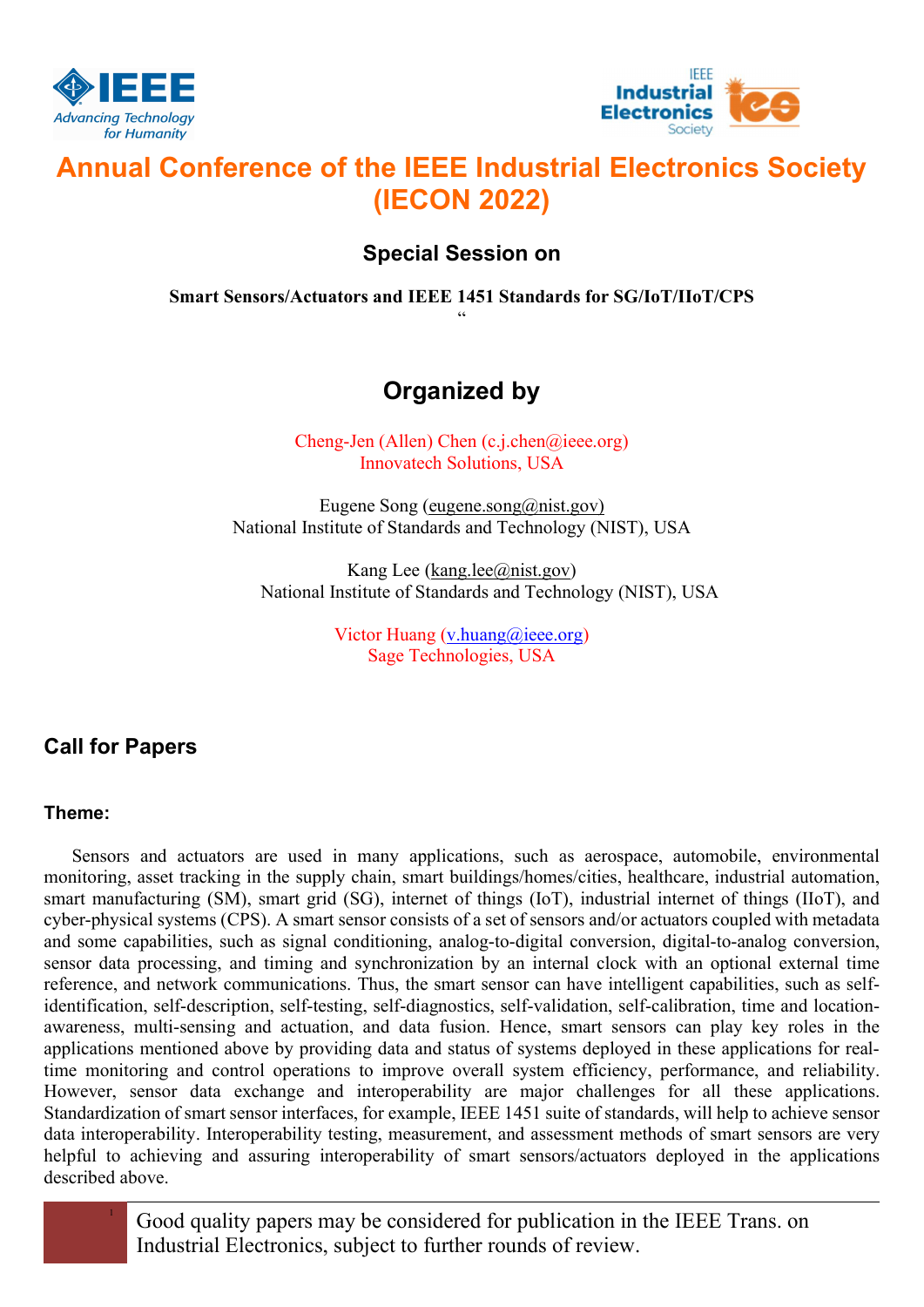# Annual Conference of the IEEE Industrial Electronics Society (IECON 2022)

## Special Session on

**Smart Sensors/Actuators and IEEE 1451 Standards for SG/IoT/IIoT/CPS**

"

## Organized by

Cheng-Jen (Allen) Chen (c.j.chen@ieee.org)
Innovatech Solutions, USA

Eugene Song (eugene.song@nist.gov)
National Institute of Standards and Technology (NIST), USA

Kang Lee (kang.lee@nist.gov)
National Institute of Standards and Technology (NIST), USA

Victor Huang (v.huang@ieee.org)
Sage Technologies, USA

## Call for Papers

### Theme:

Sensors and actuators are used in many applications, such as aerospace, automobile, environmental monitoring, asset tracking in the supply chain, smart buildings/homes/cities, healthcare, industrial automation, smart manufacturing (SM), smart grid (SG), internet of things (IoT), industrial internet of things (IIoT), and cyber-physical systems (CPS). A smart sensor consists of a set of sensors and/or actuators coupled with metadata and some capabilities, such as signal conditioning, analog-to-digital conversion, digital-to-analog conversion, sensor data processing, and timing and synchronization by an internal clock with an optional external time reference, and network communications. Thus, the smart sensor can have intelligent capabilities, such as self-identification, self-description, self-testing, self-diagnostics, self-validation, self-calibration, time and location-awareness, multi-sensing and actuation, and data fusion. Hence, smart sensors can play key roles in the applications mentioned above by providing data and status of systems deployed in these applications for real-time monitoring and control operations to improve overall system efficiency, performance, and reliability. However, sensor data exchange and interoperability are major challenges for all these applications. Standardization of smart sensor interfaces, for example, IEEE 1451 suite of standards, will help to achieve sensor data interoperability. Interoperability testing, measurement, and assessment methods of smart sensors are very helpful to achieving and assuring interoperability of smart sensors/actuators deployed in the applications described above.

Good quality papers may be considered for publication in the IEEE Trans. on Industrial Electronics, subject to further rounds of review.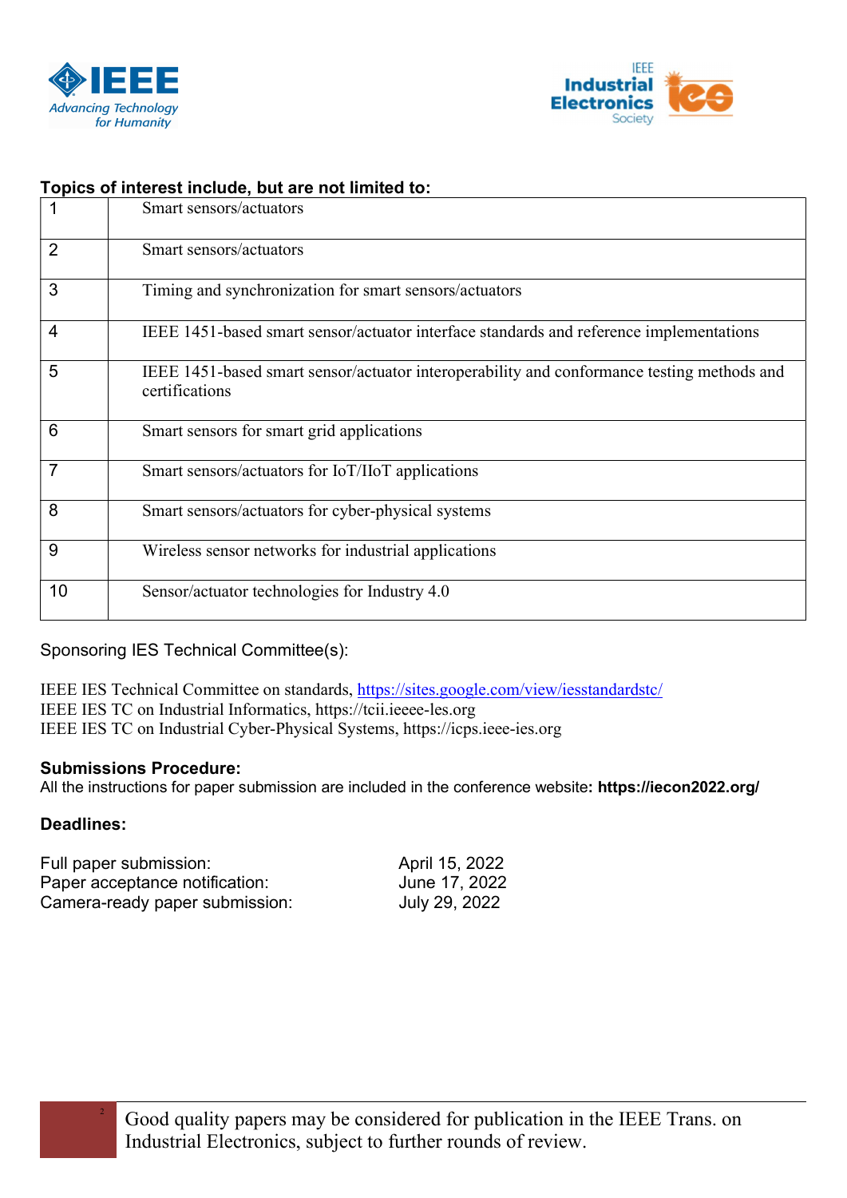**Topics of interest include, but are not limited to:**

| | |
|---|---|
| 1 | Smart sensors/actuators |
| 2 | Smart sensors/actuators |
| 3 | Timing and synchronization for smart sensors/actuators |
| 4 | IEEE 1451-based smart sensor/actuator interface standards and reference implementations |
| 5 | IEEE 1451-based smart sensor/actuator interoperability and conformance testing methods and certifications |
| 6 | Smart sensors for smart grid applications |
| 7 | Smart sensors/actuators for IoT/IIoT applications |
| 8 | Smart sensors/actuators for cyber-physical systems |
| 9 | Wireless sensor networks for industrial applications |
| 10 | Sensor/actuator technologies for Industry 4.0 |

Sponsoring IES Technical Committee(s):

IEEE IES Technical Committee on standards, https://sites.google.com/view/iesstandardstc/
IEEE IES TC on Industrial Informatics, https://tcii.ieeee-les.org
IEEE IES TC on Industrial Cyber-Physical Systems, https://icps.ieee-ies.org

**Submissions Procedure:**
All the instructions for paper submission are included in the conference website**: https://iecon2022.org/**

**Deadlines:**

Full paper submission: April 15, 2022
Paper acceptance notification: June 17, 2022
Camera-ready paper submission: July 29, 2022

Good quality papers may be considered for publication in the IEEE Trans. on Industrial Electronics, subject to further rounds of review.